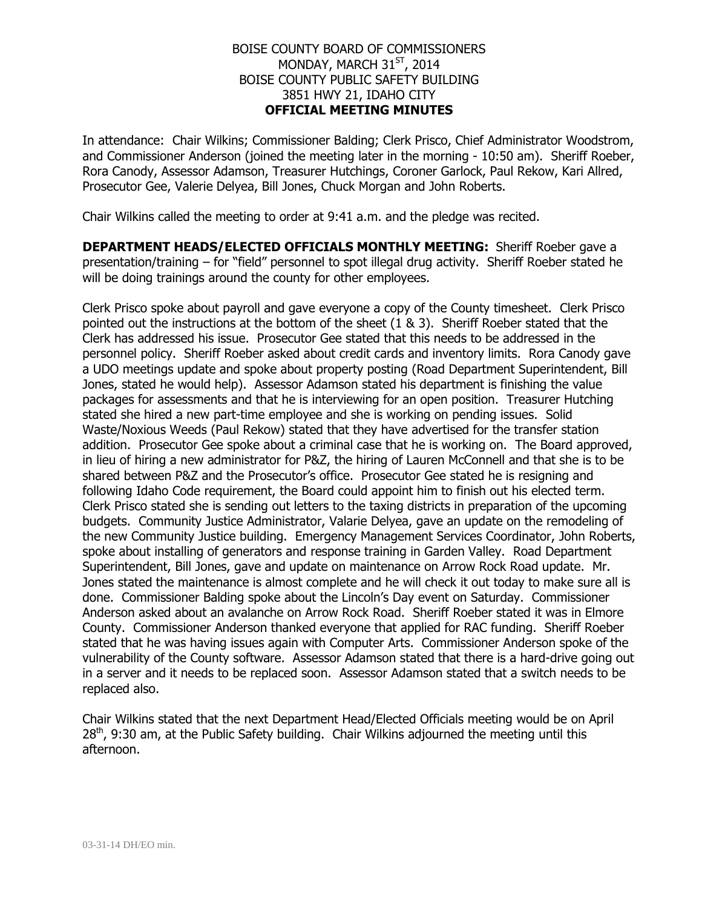BOISE COUNTY BOARD OF COMMISSIONERS
MONDAY, MARCH 31ST, 2014
BOISE COUNTY PUBLIC SAFETY BUILDING
3851 HWY 21, IDAHO CITY
**OFFICIAL MEETING MINUTES**

In attendance: Chair Wilkins; Commissioner Balding; Clerk Prisco, Chief Administrator Woodstrom, and Commissioner Anderson (joined the meeting later in the morning - 10:50 am). Sheriff Roeber, Rora Canody, Assessor Adamson, Treasurer Hutchings, Coroner Garlock, Paul Rekow, Kari Allred, Prosecutor Gee, Valerie Delyea, Bill Jones, Chuck Morgan and John Roberts.

Chair Wilkins called the meeting to order at 9:41 a.m. and the pledge was recited.

**DEPARTMENT HEADS/ELECTED OFFICIALS MONTHLY MEETING:** Sheriff Roeber gave a presentation/training – for "field" personnel to spot illegal drug activity. Sheriff Roeber stated he will be doing trainings around the county for other employees.

Clerk Prisco spoke about payroll and gave everyone a copy of the County timesheet. Clerk Prisco pointed out the instructions at the bottom of the sheet (1 & 3). Sheriff Roeber stated that the Clerk has addressed his issue. Prosecutor Gee stated that this needs to be addressed in the personnel policy. Sheriff Roeber asked about credit cards and inventory limits. Rora Canody gave a UDO meetings update and spoke about property posting (Road Department Superintendent, Bill Jones, stated he would help). Assessor Adamson stated his department is finishing the value packages for assessments and that he is interviewing for an open position. Treasurer Hutching stated she hired a new part-time employee and she is working on pending issues. Solid Waste/Noxious Weeds (Paul Rekow) stated that they have advertised for the transfer station addition. Prosecutor Gee spoke about a criminal case that he is working on. The Board approved, in lieu of hiring a new administrator for P&Z, the hiring of Lauren McConnell and that she is to be shared between P&Z and the Prosecutor's office. Prosecutor Gee stated he is resigning and following Idaho Code requirement, the Board could appoint him to finish out his elected term. Clerk Prisco stated she is sending out letters to the taxing districts in preparation of the upcoming budgets. Community Justice Administrator, Valarie Delyea, gave an update on the remodeling of the new Community Justice building. Emergency Management Services Coordinator, John Roberts, spoke about installing of generators and response training in Garden Valley. Road Department Superintendent, Bill Jones, gave and update on maintenance on Arrow Rock Road update. Mr. Jones stated the maintenance is almost complete and he will check it out today to make sure all is done. Commissioner Balding spoke about the Lincoln's Day event on Saturday. Commissioner Anderson asked about an avalanche on Arrow Rock Road. Sheriff Roeber stated it was in Elmore County. Commissioner Anderson thanked everyone that applied for RAC funding. Sheriff Roeber stated that he was having issues again with Computer Arts. Commissioner Anderson spoke of the vulnerability of the County software. Assessor Adamson stated that there is a hard-drive going out in a server and it needs to be replaced soon. Assessor Adamson stated that a switch needs to be replaced also.

Chair Wilkins stated that the next Department Head/Elected Officials meeting would be on April 28th, 9:30 am, at the Public Safety building. Chair Wilkins adjourned the meeting until this afternoon.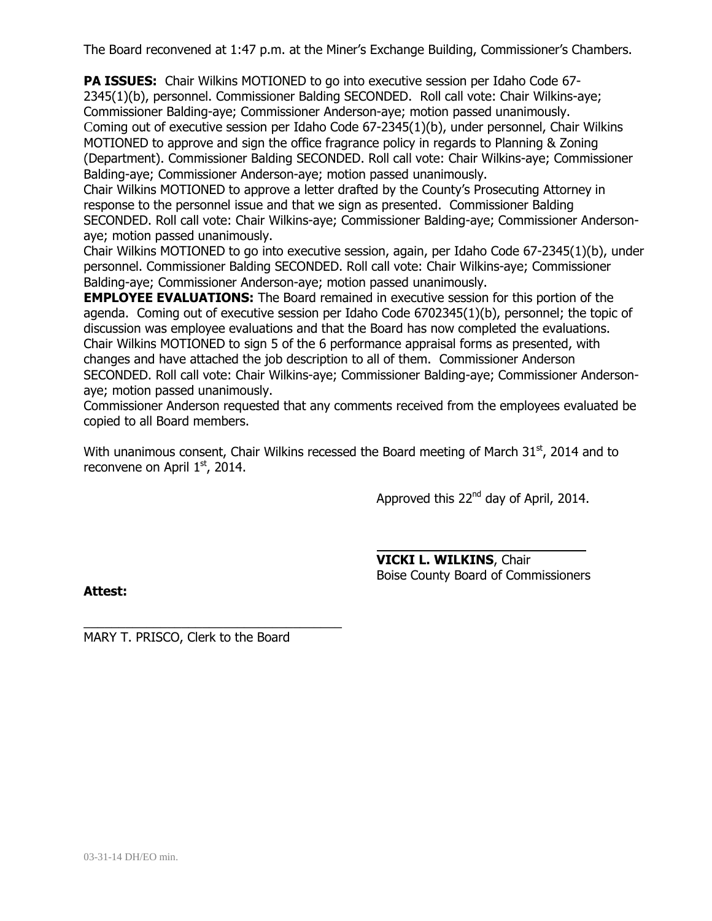The Board reconvened at 1:47 p.m. at the Miner's Exchange Building, Commissioner's Chambers.

**PA ISSUES:** Chair Wilkins MOTIONED to go into executive session per Idaho Code 67-2345(1)(b), personnel. Commissioner Balding SECONDED. Roll call vote: Chair Wilkins-aye; Commissioner Balding-aye; Commissioner Anderson-aye; motion passed unanimously.
Coming out of executive session per Idaho Code 67-2345(1)(b), under personnel, Chair Wilkins MOTIONED to approve and sign the office fragrance policy in regards to Planning & Zoning (Department). Commissioner Balding SECONDED. Roll call vote: Chair Wilkins-aye; Commissioner Balding-aye; Commissioner Anderson-aye; motion passed unanimously.
Chair Wilkins MOTIONED to approve a letter drafted by the County's Prosecuting Attorney in response to the personnel issue and that we sign as presented. Commissioner Balding SECONDED. Roll call vote: Chair Wilkins-aye; Commissioner Balding-aye; Commissioner Anderson-aye; motion passed unanimously.
Chair Wilkins MOTIONED to go into executive session, again, per Idaho Code 67-2345(1)(b), under personnel. Commissioner Balding SECONDED. Roll call vote: Chair Wilkins-aye; Commissioner Balding-aye; Commissioner Anderson-aye; motion passed unanimously.
**EMPLOYEE EVALUATIONS:** The Board remained in executive session for this portion of the agenda. Coming out of executive session per Idaho Code 6702345(1)(b), personnel; the topic of discussion was employee evaluations and that the Board has now completed the evaluations. Chair Wilkins MOTIONED to sign 5 of the 6 performance appraisal forms as presented, with changes and have attached the job description to all of them. Commissioner Anderson SECONDED. Roll call vote: Chair Wilkins-aye; Commissioner Balding-aye; Commissioner Anderson-aye; motion passed unanimously.
Commissioner Anderson requested that any comments received from the employees evaluated be copied to all Board members.

With unanimous consent, Chair Wilkins recessed the Board meeting of March 31st, 2014 and to reconvene on April 1st, 2014.

Approved this 22nd day of April, 2014.

\_\_\_\_\_\_\_\_\_\_\_\_\_\_\_\_\_\_\_\_\_\_\_\_\_\_\_\_
**VICKI L. WILKINS**, Chair
Boise County Board of Commissioners

**Attest:**

\_\_\_\_\_\_\_\_\_\_\_\_\_\_\_\_\_\_\_\_\_\_\_\_\_\_\_\_\_\_\_\_\_\_\_\_
MARY T. PRISCO, Clerk to the Board

03-31-14 DH/EO min.